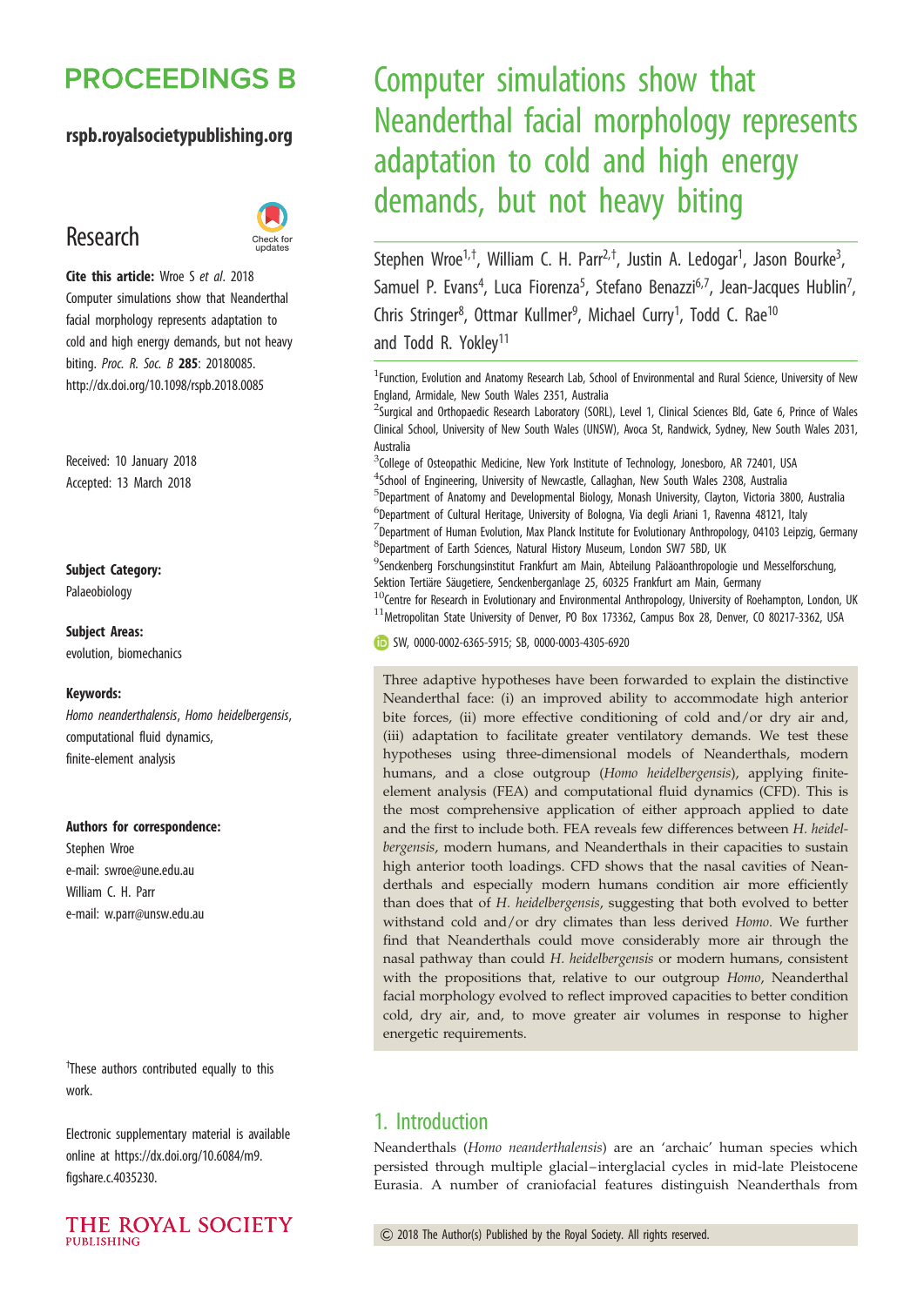# Computer simulations show that Neanderthal facial morphology represents adaptation to cold and high energy demands, but not heavy biting

PROCEEDINGS B

rspb.royalsocietypublishing.org

Research

**Cite this article:** Wroe S *et al.* 2018 Computer simulations show that Neanderthal facial morphology represents adaptation to cold and high energy demands, but not heavy biting. *Proc. R. Soc. B* **285**: 20180085. http://dx.doi.org/10.1098/rspb.2018.0085

Received: 10 January 2018
Accepted: 13 March 2018

**Subject Category:**
Palaeobiology

**Subject Areas:**
evolution, biomechanics

**Keywords:**
*Homo neanderthalensis*, *Homo heidelbergensis*, computational fluid dynamics, finite-element analysis

**Authors for correspondence:**
Stephen Wroe
e-mail: swroe@une.edu.au
William C. H. Parr
e-mail: w.parr@unsw.edu.au

†These authors contributed equally to this work.

Electronic supplementary material is available online at https://dx.doi.org/10.6084/m9.figshare.c.4035230.

Stephen Wroe[1,†], William C. H. Parr[2,†], Justin A. Ledogar[1], Jason Bourke[3], Samuel P. Evans[4], Luca Fiorenza[5], Stefano Benazzi[6,7], Jean-Jacques Hublin[7], Chris Stringer[8], Ottmar Kullmer[9], Michael Curry[1], Todd C. Rae[10] and Todd R. Yokley[11]

[1]Function, Evolution and Anatomy Research Lab, School of Environmental and Rural Science, University of New England, Armidale, New South Wales 2351, Australia
[2]Surgical and Orthopaedic Research Laboratory (SORL), Level 1, Clinical Sciences Bld, Gate 6, Prince of Wales Clinical School, University of New South Wales (UNSW), Avoca St, Randwick, Sydney, New South Wales 2031, Australia
[3]College of Osteopathic Medicine, New York Institute of Technology, Jonesboro, AR 72401, USA
[4]School of Engineering, University of Newcastle, Callaghan, New South Wales 2308, Australia
[5]Department of Anatomy and Developmental Biology, Monash University, Clayton, Victoria 3800, Australia
[6]Department of Cultural Heritage, University of Bologna, Via degli Ariani 1, Ravenna 48121, Italy
[7]Department of Human Evolution, Max Planck Institute for Evolutionary Anthropology, 04103 Leipzig, Germany
[8]Department of Earth Sciences, Natural History Museum, London SW7 5BD, UK
[9]Senckenberg Forschungsinstitut Frankfurt am Main, Abteilung Paläoanthropologie und Messelforschung, Sektion Tertiäre Säugetiere, Senckenberganlage 25, 60325 Frankfurt am Main, Germany
[10]Centre for Research in Evolutionary and Environmental Anthropology, University of Roehampton, London, UK
[11]Metropolitan State University of Denver, PO Box 173362, Campus Box 28, Denver, CO 80217-3362, USA

SW, 0000-0002-6365-5915; SB, 0000-0003-4305-6920

Three adaptive hypotheses have been forwarded to explain the distinctive Neanderthal face: (i) an improved ability to accommodate high anterior bite forces, (ii) more effective conditioning of cold and/or dry air and, (iii) adaptation to facilitate greater ventilatory demands. We test these hypotheses using three-dimensional models of Neanderthals, modern humans, and a close outgroup (*Homo heidelbergensis*), applying finite-element analysis (FEA) and computational fluid dynamics (CFD). This is the most comprehensive application of either approach applied to date and the first to include both. FEA reveals few differences between *H. heidelbergensis*, modern humans, and Neanderthals in their capacities to sustain high anterior tooth loadings. CFD shows that the nasal cavities of Neanderthals and especially modern humans condition air more efficiently than does that of *H. heidelbergensis*, suggesting that both evolved to better withstand cold and/or dry climates than less derived *Homo*. We further find that Neanderthals could move considerably more air through the nasal pathway than could *H. heidelbergensis* or modern humans, consistent with the propositions that, relative to our outgroup *Homo*, Neanderthal facial morphology evolved to reflect improved capacities to better condition cold, dry air, and, to move greater air volumes in response to higher energetic requirements.

## 1. Introduction

Neanderthals (*Homo neanderthalensis*) are an 'archaic' human species which persisted through multiple glacial–interglacial cycles in mid-late Pleistocene Eurasia. A number of craniofacial features distinguish Neanderthals from

© 2018 The Author(s) Published by the Royal Society. All rights reserved.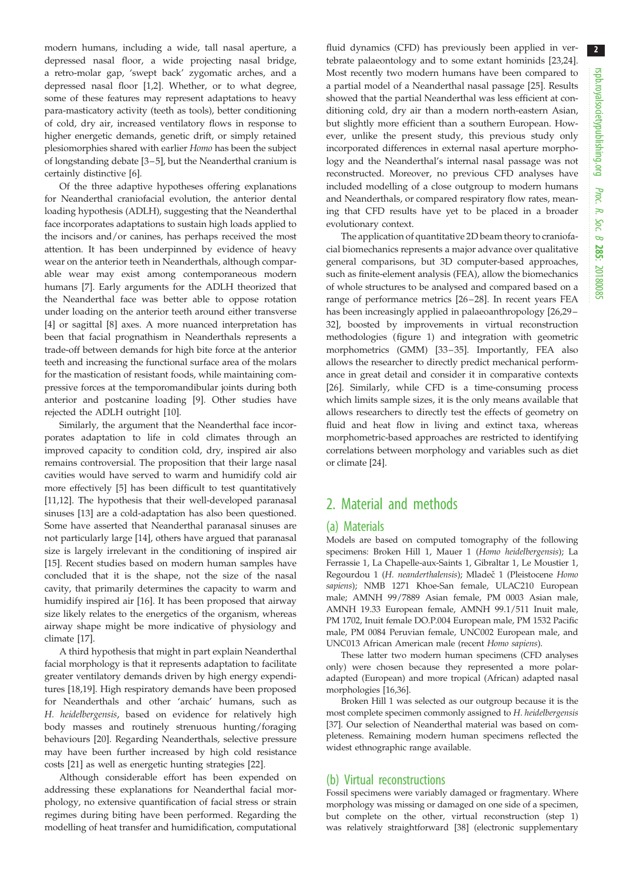modern humans, including a wide, tall nasal aperture, a depressed nasal floor, a wide projecting nasal bridge, a retro-molar gap, 'swept back' zygomatic arches, and a depressed nasal floor [1,2]. Whether, or to what degree, some of these features may represent adaptations to heavy para-masticatory activity (teeth as tools), better conditioning of cold, dry air, increased ventilatory flows in response to higher energetic demands, genetic drift, or simply retained plesiomorphies shared with earlier *Homo* has been the subject of longstanding debate [3–5], but the Neanderthal cranium is certainly distinctive [6].

Of the three adaptive hypotheses offering explanations for Neanderthal craniofacial evolution, the anterior dental loading hypothesis (ADLH), suggesting that the Neanderthal face incorporates adaptations to sustain high loads applied to the incisors and/or canines, has perhaps received the most attention. It has been underpinned by evidence of heavy wear on the anterior teeth in Neanderthals, although comparable wear may exist among contemporaneous modern humans [7]. Early arguments for the ADLH theorized that the Neanderthal face was better able to oppose rotation under loading on the anterior teeth around either transverse [4] or sagittal [8] axes. A more nuanced interpretation has been that facial prognathism in Neanderthals represents a trade-off between demands for high bite force at the anterior teeth and increasing the functional surface area of the molars for the mastication of resistant foods, while maintaining compressive forces at the temporomandibular joints during both anterior and postcanine loading [9]. Other studies have rejected the ADLH outright [10].

Similarly, the argument that the Neanderthal face incorporates adaptation to life in cold climates through an improved capacity to condition cold, dry, inspired air also remains controversial. The proposition that their large nasal cavities would have served to warm and humidify cold air more effectively [5] has been difficult to test quantitatively [11,12]. The hypothesis that their well-developed paranasal sinuses [13] are a cold-adaptation has also been questioned. Some have asserted that Neanderthal paranasal sinuses are not particularly large [14], others have argued that paranasal size is largely irrelevant in the conditioning of inspired air [15]. Recent studies based on modern human samples have concluded that it is the shape, not the size of the nasal cavity, that primarily determines the capacity to warm and humidify inspired air [16]. It has been proposed that airway size likely relates to the energetics of the organism, whereas airway shape might be more indicative of physiology and climate [17].

A third hypothesis that might in part explain Neanderthal facial morphology is that it represents adaptation to facilitate greater ventilatory demands driven by high energy expenditures [18,19]. High respiratory demands have been proposed for Neanderthals and other 'archaic' humans, such as *H. heidelbergensis*, based on evidence for relatively high body masses and routinely strenuous hunting/foraging behaviours [20]. Regarding Neanderthals, selective pressure may have been further increased by high cold resistance costs [21] as well as energetic hunting strategies [22].

Although considerable effort has been expended on addressing these explanations for Neanderthal facial morphology, no extensive quantification of facial stress or strain regimes during biting have been performed. Regarding the modelling of heat transfer and humidification, computational fluid dynamics (CFD) has previously been applied in vertebrate palaeontology and to some extant hominids [23,24]. Most recently two modern humans have been compared to a partial model of a Neanderthal nasal passage [25]. Results showed that the partial Neanderthal was less efficient at conditioning cold, dry air than a modern north-eastern Asian, but slightly more efficient than a southern European. However, unlike the present study, this previous study only incorporated differences in external nasal aperture morphology and the Neanderthal's internal nasal passage was not reconstructed. Moreover, no previous CFD analyses have included modelling of a close outgroup to modern humans and Neanderthals, or compared respiratory flow rates, meaning that CFD results have yet to be placed in a broader evolutionary context.

The application of quantitative 2D beam theory to craniofacial biomechanics represents a major advance over qualitative general comparisons, but 3D computer-based approaches, such as finite-element analysis (FEA), allow the biomechanics of whole structures to be analysed and compared based on a range of performance metrics [26–28]. In recent years FEA has been increasingly applied in palaeoanthropology [26,29–32], boosted by improvements in virtual reconstruction methodologies (figure 1) and integration with geometric morphometrics (GMM) [33–35]. Importantly, FEA also allows the researcher to directly predict mechanical performance in great detail and consider it in comparative contexts [26]. Similarly, while CFD is a time-consuming process which limits sample sizes, it is the only means available that allows researchers to directly test the effects of geometry on fluid and heat flow in living and extinct taxa, whereas morphometric-based approaches are restricted to identifying correlations between morphology and variables such as diet or climate [24].

## 2. Material and methods

### (a) Materials

Models are based on computed tomography of the following specimens: Broken Hill 1, Mauer 1 (*Homo heidelbergensis*); La Ferrassie 1, La Chapelle-aux-Saints 1, Gibraltar 1, Le Moustier 1, Regourdou 1 (*H. neanderthalensis*); Mladeč 1 (Pleistocene *Homo sapiens*); NMB 1271 Khoe-San female, ULAC210 European male; AMNH 99/7889 Asian female, PM 0003 Asian male, AMNH 19.33 European female, AMNH 99.1/511 Inuit male, PM 1702, Inuit female DO.P.004 European male, PM 1532 Pacific male, PM 0084 Peruvian female, UNC002 European male, and UNC013 African American male (recent *Homo sapiens*).

These latter two modern human specimens (CFD analyses only) were chosen because they represented a more polar-adapted (European) and more tropical (African) adapted nasal morphologies [16,36].

Broken Hill 1 was selected as our outgroup because it is the most complete specimen commonly assigned to *H. heidelbergensis* [37]. Our selection of Neanderthal material was based on completeness. Remaining modern human specimens reflected the widest ethnographic range available.

### (b) Virtual reconstructions

Fossil specimens were variably damaged or fragmentary. Where morphology was missing or damaged on one side of a specimen, but complete on the other, virtual reconstruction (step 1) was relatively straightforward [38] (electronic supplementary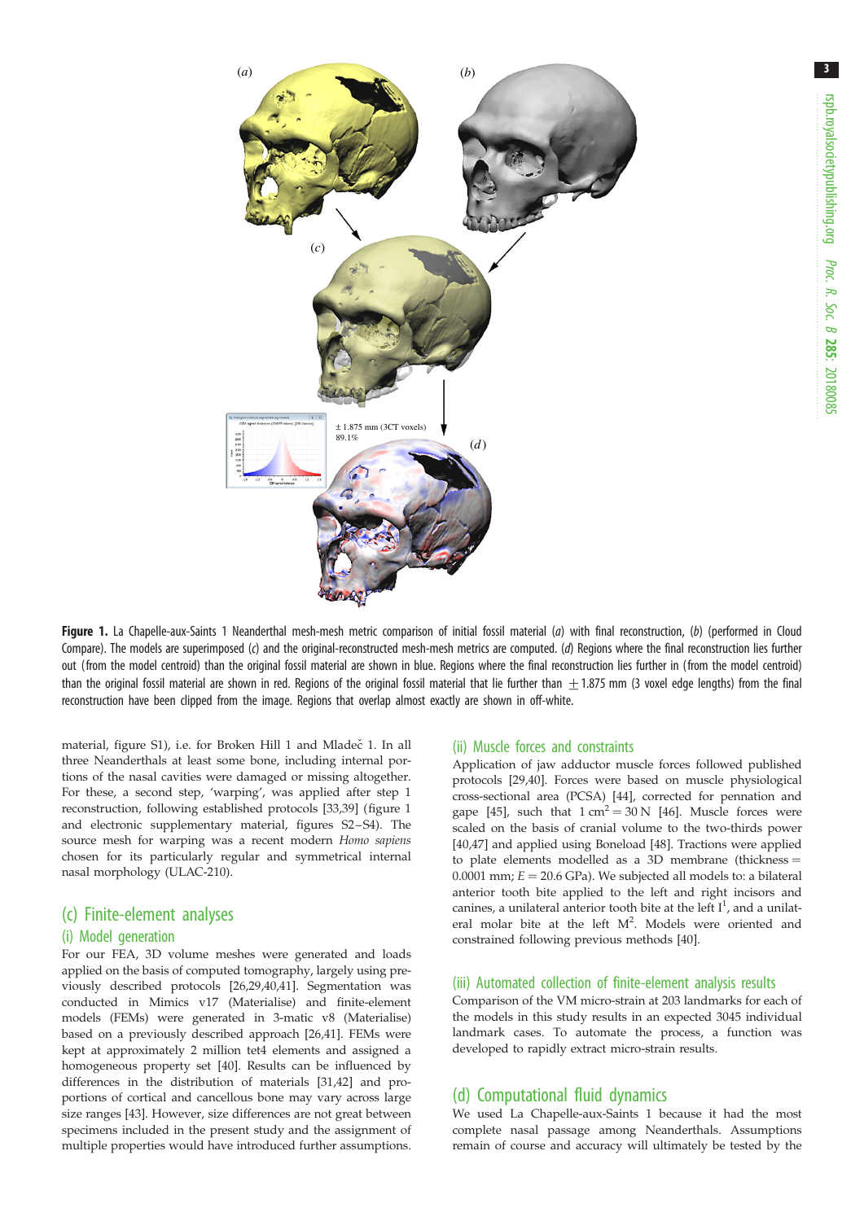**Figure 1.** La Chapelle-aux-Saints 1 Neanderthal mesh-mesh metric comparison of initial fossil material (*a*) with final reconstruction, (*b*) (performed in Cloud Compare). The models are superimposed (*c*) and the original-reconstructed mesh-mesh metrics are computed. (*d*) Regions where the final reconstruction lies further out (from the model centroid) than the original fossil material are shown in blue. Regions where the final reconstruction lies further in (from the model centroid) than the original fossil material are shown in red. Regions of the original fossil material that lie further than $\pm 1.875$ mm (3 voxel edge lengths) from the final reconstruction have been clipped from the image. Regions that overlap almost exactly are shown in off-white.

material, figure S1), i.e. for Broken Hill 1 and Mladeč 1. In all three Neanderthals at least some bone, including internal portions of the nasal cavities were damaged or missing altogether. For these, a second step, 'warping', was applied after step 1 reconstruction, following established protocols [33,39] (figure 1 and electronic supplementary material, figures S2–S4). The source mesh for warping was a recent modern *Homo sapiens* chosen for its particularly regular and symmetrical internal nasal morphology (ULAC-210).

## (c) Finite-element analyses

### (i) Model generation

For our FEA, 3D volume meshes were generated and loads applied on the basis of computed tomography, largely using previously described protocols [26,29,40,41]. Segmentation was conducted in Mimics v17 (Materialise) and finite-element models (FEMs) were generated in 3-matic v8 (Materialise) based on a previously described approach [26,41]. FEMs were kept at approximately 2 million tet4 elements and assigned a homogeneous property set [40]. Results can be influenced by differences in the distribution of materials [31,42] and proportions of cortical and cancellous bone may vary across large size ranges [43]. However, size differences are not great between specimens included in the present study and the assignment of multiple properties would have introduced further assumptions.

### (ii) Muscle forces and constraints

Application of jaw adductor muscle forces followed published protocols [29,40]. Forces were based on muscle physiological cross-sectional area (PCSA) [44], corrected for pennation and gape [45], such that $1\ \mathrm{cm}^2 = 30$ N [46]. Muscle forces were scaled on the basis of cranial volume to the two-thirds power [40,47] and applied using Boneload [48]. Tractions were applied to plate elements modelled as a 3D membrane (thickness = 0.0001 mm; $E = 20.6$ GPa). We subjected all models to: a bilateral anterior tooth bite applied to the left and right incisors and canines, a unilateral anterior tooth bite at the left $I^1$, and a unilateral molar bite at the left $M^2$. Models were oriented and constrained following previous methods [40].

### (iii) Automated collection of finite-element analysis results

Comparison of the VM micro-strain at 203 landmarks for each of the models in this study results in an expected 3045 individual landmark cases. To automate the process, a function was developed to rapidly extract micro-strain results.

## (d) Computational fluid dynamics

We used La Chapelle-aux-Saints 1 because it had the most complete nasal passage among Neanderthals. Assumptions remain of course and accuracy will ultimately be tested by the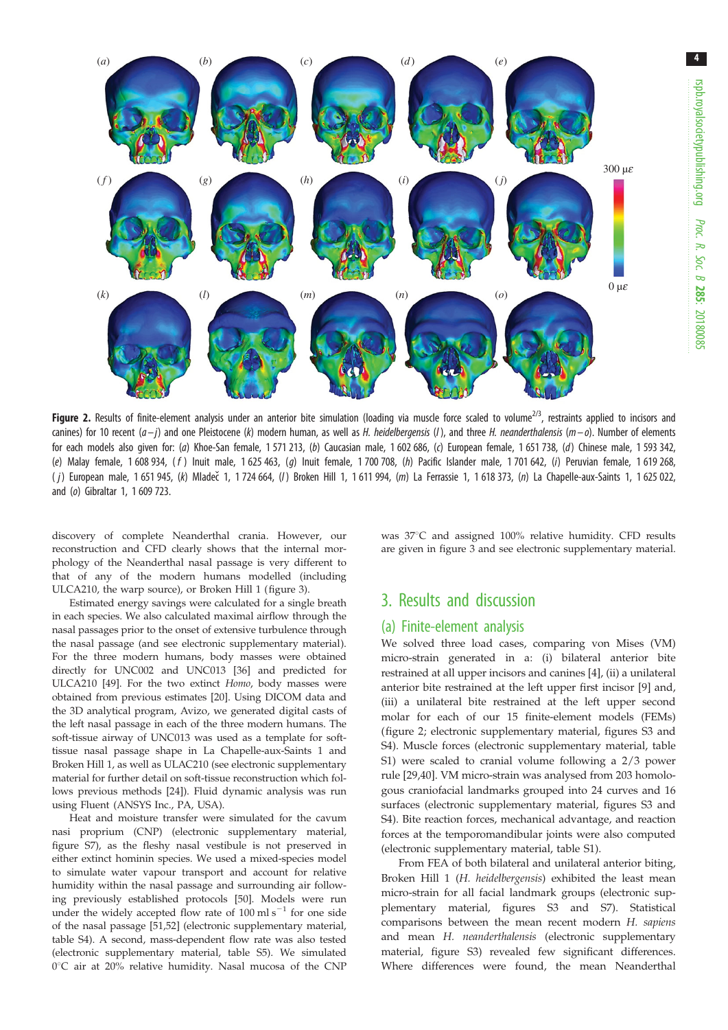**Figure 2.** Results of finite-element analysis under an anterior bite simulation (loading via muscle force scaled to volume$^{2/3}$, restraints applied to incisors and canines) for 10 recent (*a*–*j*) and one Pleistocene (*k*) modern human, as well as *H. heidelbergensis* (*l*), and three *H. neanderthalensis* (*m*–*o*). Number of elements for each models also given for: (*a*) Khoe-San female, 1 571 213, (*b*) Caucasian male, 1 602 686, (*c*) European female, 1 651 738, (*d*) Chinese male, 1 593 342, (*e*) Malay female, 1 608 934, (*f*) Inuit male, 1 625 463, (*g*) Inuit female, 1 700 708, (*h*) Pacific Islander male, 1 701 642, (*i*) Peruvian female, 1 619 268, (*j*) European male, 1 651 945, (*k*) Mladeč 1, 1 724 664, (*l*) Broken Hill 1, 1 611 994, (*m*) La Ferrassie 1, 1 618 373, (*n*) La Chapelle-aux-Saints 1, 1 625 022, and (*o*) Gibraltar 1, 1 609 723.

discovery of complete Neanderthal crania. However, our reconstruction and CFD clearly shows that the internal morphology of the Neanderthal nasal passage is very different to that of any of the modern humans modelled (including ULCA210, the warp source), or Broken Hill 1 (figure 3).

Estimated energy savings were calculated for a single breath in each species. We also calculated maximal airflow through the nasal passages prior to the onset of extensive turbulence through the nasal passage (and see electronic supplementary material). For the three modern humans, body masses were obtained directly for UNC002 and UNC013 [36] and predicted for ULCA210 [49]. For the two extinct *Homo*, body masses were obtained from previous estimates [20]. Using DICOM data and the 3D analytical program, Avizo, we generated digital casts of the left nasal passage in each of the three modern humans. The soft-tissue airway of UNC013 was used as a template for soft-tissue nasal passage shape in La Chapelle-aux-Saints 1 and Broken Hill 1, as well as ULAC210 (see electronic supplementary material for further detail on soft-tissue reconstruction which follows previous methods [24]). Fluid dynamic analysis was run using Fluent (ANSYS Inc., PA, USA).

Heat and moisture transfer were simulated for the cavum nasi proprium (CNP) (electronic supplementary material, figure S7), as the fleshy nasal vestibule is not preserved in either extinct hominin species. We used a mixed-species model to simulate water vapour transport and account for relative humidity within the nasal passage and surrounding air following previously established protocols [50]. Models were run under the widely accepted flow rate of 100 ml s$^{-1}$ for one side of the nasal passage [51,52] (electronic supplementary material, table S4). A second, mass-dependent flow rate was also tested (electronic supplementary material, table S5). We simulated 0°C air at 20% relative humidity. Nasal mucosa of the CNP was 37°C and assigned 100% relative humidity. CFD results are given in figure 3 and see electronic supplementary material.

## 3. Results and discussion

### (a) Finite-element analysis

We solved three load cases, comparing von Mises (VM) micro-strain generated in a: (i) bilateral anterior bite restrained at all upper incisors and canines [4], (ii) a unilateral anterior bite restrained at the left upper first incisor [9] and, (iii) a unilateral bite restrained at the left upper second molar for each of our 15 finite-element models (FEMs) (figure 2; electronic supplementary material, figures S3 and S4). Muscle forces (electronic supplementary material, table S1) were scaled to cranial volume following a 2/3 power rule [29,40]. VM micro-strain was analysed from 203 homologous craniofacial landmarks grouped into 24 curves and 16 surfaces (electronic supplementary material, figures S3 and S4). Bite reaction forces, mechanical advantage, and reaction forces at the temporomandibular joints were also computed (electronic supplementary material, table S1).

From FEA of both bilateral and unilateral anterior biting, Broken Hill 1 (*H. heidelbergensis*) exhibited the least mean micro-strain for all facial landmark groups (electronic supplementary material, figures S3 and S7). Statistical comparisons between the mean recent modern *H. sapiens* and mean *H. neanderthalensis* (electronic supplementary material, figure S3) revealed few significant differences. Where differences were found, the mean Neanderthal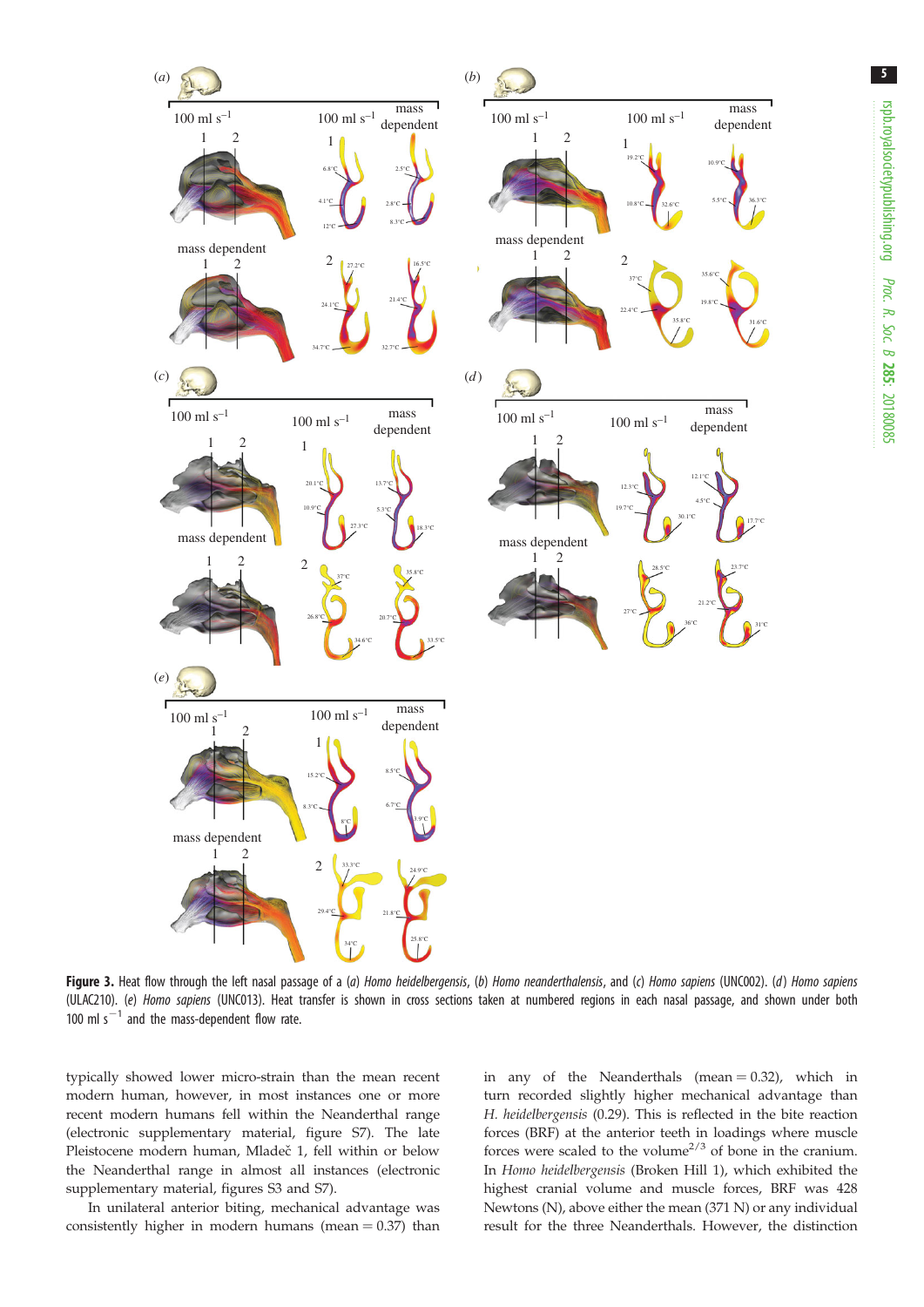**Figure 3.** Heat flow through the left nasal passage of a (*a*) *Homo heidelbergensis*, (*b*) *Homo neanderthalensis*, and (*c*) *Homo sapiens* (UNC002). (*d*) *Homo sapiens* (ULAC210). (*e*) *Homo sapiens* (UNC013). Heat transfer is shown in cross sections taken at numbered regions in each nasal passage, and shown under both 100 ml s$^{-1}$ and the mass-dependent flow rate.

typically showed lower micro-strain than the mean recent modern human, however, in most instances one or more recent modern humans fell within the Neanderthal range (electronic supplementary material, figure S7). The late Pleistocene modern human, Mladeč 1, fell within or below the Neanderthal range in almost all instances (electronic supplementary material, figures S3 and S7).

In unilateral anterior biting, mechanical advantage was consistently higher in modern humans (mean = 0.37) than in any of the Neanderthals (mean = 0.32), which in turn recorded slightly higher mechanical advantage than *H. heidelbergensis* (0.29). This is reflected in the bite reaction forces (BRF) at the anterior teeth in loadings where muscle forces were scaled to the volume$^{2/3}$ of bone in the cranium. In *Homo heidelbergensis* (Broken Hill 1), which exhibited the highest cranial volume and muscle forces, BRF was 428 Newtons (N), above either the mean (371 N) or any individual result for the three Neanderthals. However, the distinction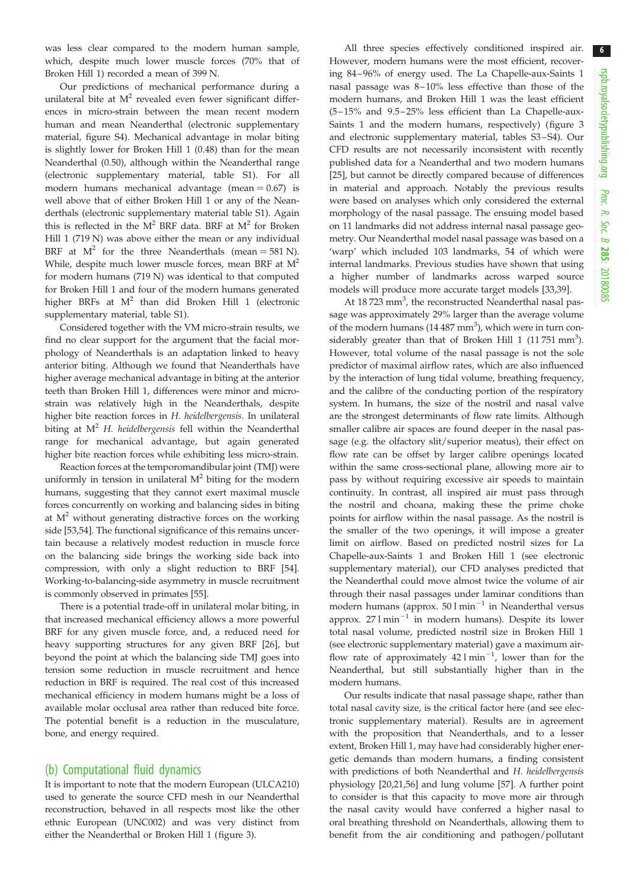was less clear compared to the modern human sample, which, despite much lower muscle forces (70% that of Broken Hill 1) recorded a mean of 399 N.

Our predictions of mechanical performance during a unilateral bite at $M^2$ revealed even fewer significant differences in micro-strain between the mean recent modern human and mean Neanderthal (electronic supplementary material, figure S4). Mechanical advantage in molar biting is slightly lower for Broken Hill 1 (0.48) than for the mean Neanderthal (0.50), although within the Neanderthal range (electronic supplementary material, table S1). For all modern humans mechanical advantage (mean = 0.67) is well above that of either Broken Hill 1 or any of the Neanderthals (electronic supplementary material table S1). Again this is reflected in the $M^2$ BRF data. BRF at $M^2$ for Broken Hill 1 (719 N) was above either the mean or any individual BRF at $M^2$ for the three Neanderthals (mean = 581 N). While, despite much lower muscle forces, mean BRF at $M^2$ for modern humans (719 N) was identical to that computed for Broken Hill 1 and four of the modern humans generated higher BRFs at $M^2$ than did Broken Hill 1 (electronic supplementary material, table S1).

Considered together with the VM micro-strain results, we find no clear support for the argument that the facial morphology of Neanderthals is an adaptation linked to heavy anterior biting. Although we found that Neanderthals have higher average mechanical advantage in biting at the anterior teeth than Broken Hill 1, differences were minor and micro-strain was relatively high in the Neanderthals, despite higher bite reaction forces in *H. heidelbergensis*. In unilateral biting at $M^2$ *H. heidelbergensis* fell within the Neanderthal range for mechanical advantage, but again generated higher bite reaction forces while exhibiting less micro-strain.

Reaction forces at the temporomandibular joint (TMJ) were uniformly in tension in unilateral $M^2$ biting for the modern humans, suggesting that they cannot exert maximal muscle forces concurrently on working and balancing sides in biting at $M^2$ without generating distractive forces on the working side [53,54]. The functional significance of this remains uncertain because a relatively modest reduction in muscle force on the balancing side brings the working side back into compression, with only a slight reduction to BRF [54]. Working-to-balancing-side asymmetry in muscle recruitment is commonly observed in primates [55].

There is a potential trade-off in unilateral molar biting, in that increased mechanical efficiency allows a more powerful BRF for any given muscle force, and, a reduced need for heavy supporting structures for any given BRF [26], but beyond the point at which the balancing side TMJ goes into tension some reduction in muscle recruitment and hence reduction in BRF is required. The real cost of this increased mechanical efficiency in modern humans might be a loss of available molar occlusal area rather than reduced bite force. The potential benefit is a reduction in the musculature, bone, and energy required.

## (b) Computational fluid dynamics

It is important to note that the modern European (ULCA210) used to generate the source CFD mesh in our Neanderthal reconstruction, behaved in all respects most like the other ethnic European (UNC002) and was very distinct from either the Neanderthal or Broken Hill 1 (figure 3).

All three species effectively conditioned inspired air. However, modern humans were the most efficient, recovering 84–96% of energy used. The La Chapelle-aux-Saints 1 nasal passage was 8–10% less effective than those of the modern humans, and Broken Hill 1 was the least efficient (5–15% and 9.5–25% less efficient than La Chapelle-aux-Saints 1 and the modern humans, respectively) (figure 3 and electronic supplementary material, tables S3–S4). Our CFD results are not necessarily inconsistent with recently published data for a Neanderthal and two modern humans [25], but cannot be directly compared because of differences in material and approach. Notably the previous results were based on analyses which only considered the external morphology of the nasal passage. The ensuing model based on 11 landmarks did not address internal nasal passage geometry. Our Neanderthal model nasal passage was based on a 'warp' which included 103 landmarks, 54 of which were internal landmarks. Previous studies have shown that using a higher number of landmarks across warped source models will produce more accurate target models [33,39].

At 18 723 $mm^3$, the reconstructed Neanderthal nasal passage was approximately 29% larger than the average volume of the modern humans (14 487 $mm^3$), which were in turn considerably greater than that of Broken Hill 1 (11 751 $mm^3$). However, total volume of the nasal passage is not the sole predictor of maximal airflow rates, which are also influenced by the interaction of lung tidal volume, breathing frequency, and the calibre of the conducting portion of the respiratory system. In humans, the size of the nostril and nasal valve are the strongest determinants of flow rate limits. Although smaller calibre air spaces are found deeper in the nasal passage (e.g. the olfactory slit/superior meatus), their effect on flow rate can be offset by larger calibre openings located within the same cross-sectional plane, allowing more air to pass by without requiring excessive air speeds to maintain continuity. In contrast, all inspired air must pass through the nostril and choana, making these the prime choke points for airflow within the nasal passage. As the nostril is the smaller of the two openings, it will impose a greater limit on airflow. Based on predicted nostril sizes for La Chapelle-aux-Saints 1 and Broken Hill 1 (see electronic supplementary material), our CFD analyses predicted that the Neanderthal could move almost twice the volume of air through their nasal passages under laminar conditions than modern humans (approx. 50 $l\,min^{-1}$ in Neanderthal versus approx. 27 $l\,min^{-1}$ in modern humans). Despite its lower total nasal volume, predicted nostril size in Broken Hill 1 (see electronic supplementary material) gave a maximum airflow rate of approximately 42 $l\,min^{-1}$, lower than for the Neanderthal, but still substantially higher than in the modern humans.

Our results indicate that nasal passage shape, rather than total nasal cavity size, is the critical factor here (and see electronic supplementary material). Results are in agreement with the proposition that Neanderthals, and to a lesser extent, Broken Hill 1, may have had considerably higher energetic demands than modern humans, a finding consistent with predictions of both Neanderthal and *H. heidelbergensis* physiology [20,21,56] and lung volume [57]. A further point to consider is that this capacity to move more air through the nasal cavity would have conferred a higher nasal to oral breathing threshold on Neanderthals, allowing them to benefit from the air conditioning and pathogen/pollutant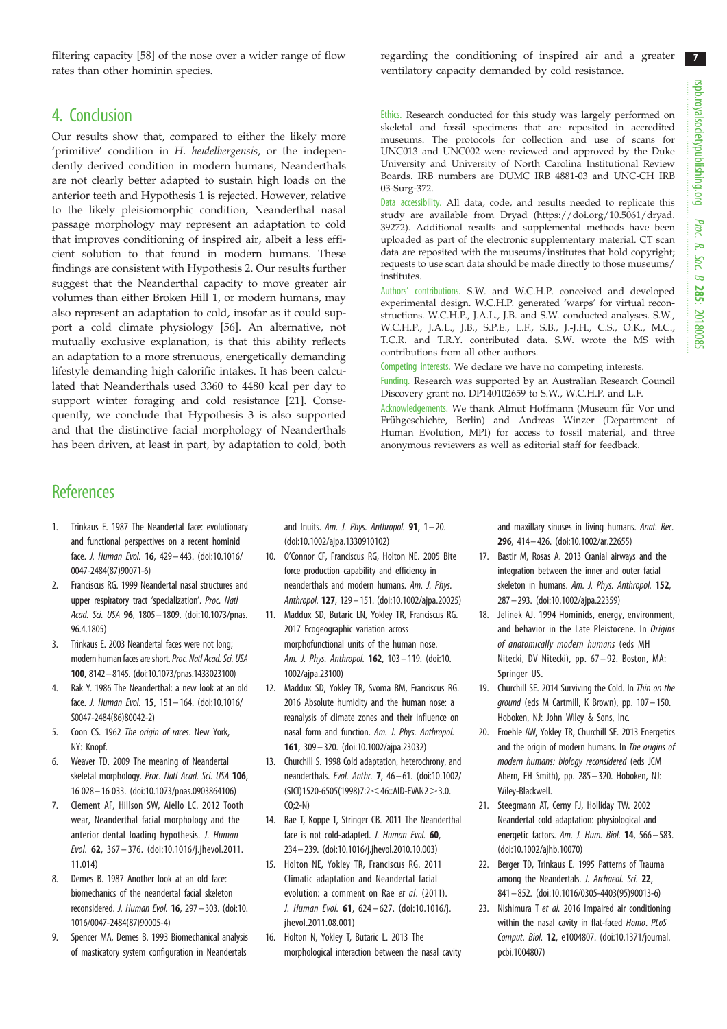filtering capacity [58] of the nose over a wider range of flow rates than other hominin species.

## 4. Conclusion

Our results show that, compared to either the likely more 'primitive' condition in *H. heidelbergensis*, or the independently derived condition in modern humans, Neanderthals are not clearly better adapted to sustain high loads on the anterior teeth and Hypothesis 1 is rejected. However, relative to the likely pleisiomorphic condition, Neanderthal nasal passage morphology may represent an adaptation to cold that improves conditioning of inspired air, albeit a less efficient solution to that found in modern humans. These findings are consistent with Hypothesis 2. Our results further suggest that the Neanderthal capacity to move greater air volumes than either Broken Hill 1, or modern humans, may also represent an adaptation to cold, insofar as it could support a cold climate physiology [56]. An alternative, not mutually exclusive explanation, is that this ability reflects an adaptation to a more strenuous, energetically demanding lifestyle demanding high calorific intakes. It has been calculated that Neanderthals used 3360 to 4480 kcal per day to support winter foraging and cold resistance [21]. Consequently, we conclude that Hypothesis 3 is also supported and that the distinctive facial morphology of Neanderthals has been driven, at least in part, by adaptation to cold, both regarding the conditioning of inspired air and a greater ventilatory capacity demanded by cold resistance.

Ethics. Research conducted for this study was largely performed on skeletal and fossil specimens that are reposited in accredited museums. The protocols for collection and use of scans for UNC013 and UNC002 were reviewed and approved by the Duke University and University of North Carolina Institutional Review Boards. IRB numbers are DUMC IRB 4881-03 and UNC-CH IRB 03-Surg-372.

Data accessibility. All data, code, and results needed to replicate this study are available from Dryad (https://doi.org/10.5061/dryad.39272). Additional results and supplemental methods have been uploaded as part of the electronic supplementary material. CT scan data are reposited with the museums/institutes that hold copyright; requests to use scan data should be made directly to those museums/institutes.

Authors' contributions. S.W. and W.C.H.P. conceived and developed experimental design. W.C.H.P. generated 'warps' for virtual reconstructions. W.C.H.P., J.A.L., J.B. and S.W. conducted analyses. S.W., W.C.H.P., J.A.L., J.B., S.P.E., L.F., S.B., J.-J.H., C.S., O.K., M.C., T.C.R. and T.R.Y. contributed data. S.W. wrote the MS with contributions from all other authors.

Competing interests. We declare we have no competing interests.

Funding. Research was supported by an Australian Research Council Discovery grant no. DP140102659 to S.W., W.C.H.P. and L.F.

Acknowledgements. We thank Almut Hoffmann (Museum für Vor und Frühgeschichte, Berlin) and Andreas Winzer (Department of Human Evolution, MPI) for access to fossil material, and three anonymous reviewers as well as editorial staff for feedback.

## References

1. Trinkaus E. 1987 The Neandertal face: evolutionary and functional perspectives on a recent hominid face. *J. Human Evol.* **16**, 429–443. (doi:10.1016/0047-2484(87)90071-6)
2. Franciscus RG. 1999 Neandertal nasal structures and upper respiratory tract 'specialization'. *Proc. Natl Acad. Sci. USA* **96**, 1805–1809. (doi:10.1073/pnas.96.4.1805)
3. Trinkaus E. 2003 Neandertal faces were not long; modern human faces are short. *Proc. Natl Acad. Sci. USA* **100**, 8142–8145. (doi:10.1073/pnas.1433023100)
4. Rak Y. 1986 The Neanderthal: a new look at an old face. *J. Human Evol.* **15**, 151–164. (doi:10.1016/S0047-2484(86)80042-2)
5. Coon CS. 1962 *The origin of races*. New York, NY: Knopf.
6. Weaver TD. 2009 The meaning of Neandertal skeletal morphology. *Proc. Natl Acad. Sci. USA* **106**, 16 028–16 033. (doi:10.1073/pnas.0903864106)
7. Clement AF, Hillson SW, Aiello LC. 2012 Tooth wear, Neanderthal facial morphology and the anterior dental loading hypothesis. *J. Human Evol.* **62**, 367–376. (doi:10.1016/j.jhevol.2011.11.014)
8. Demes B. 1987 Another look at an old face: biomechanics of the neandertal facial skeleton reconsidered. *J. Human Evol.* **16**, 297–303. (doi:10.1016/0047-2484(87)90005-4)
9. Spencer MA, Demes B. 1993 Biomechanical analysis of masticatory system configuration in Neandertals and Inuits. *Am. J. Phys. Anthropol.* **91**, 1–20. (doi:10.1002/ajpa.1330910102)
10. O'Connor CF, Franciscus RG, Holton NE. 2005 Bite force production capability and efficiency in neanderthals and modern humans. *Am. J. Phys. Anthropol.* **127**, 129–151. (doi:10.1002/ajpa.20025)
11. Maddux SD, Butaric LN, Yokley TR, Franciscus RG. 2017 Ecogeographic variation across morphofunctional units of the human nose. *Am. J. Phys. Anthropol.* **162**, 103–119. (doi:10.1002/ajpa.23100)
12. Maddux SD, Yokley TR, Svoma BM, Franciscus RG. 2016 Absolute humidity and the human nose: a reanalysis of climate zones and their influence on nasal form and function. *Am. J. Phys. Anthropol.* **161**, 309–320. (doi:10.1002/ajpa.23032)
13. Churchill S. 1998 Cold adaptation, heterochrony, and neandertals. *Evol. Anthr.* **7**, 46–61. (doi:10.1002/(SICI)1520-6505(1998)7:2<46::AID-EVAN2>3.0.CO;2-N)
14. Rae T, Koppe T, Stringer CB. 2011 The Neanderthal face is not cold-adapted. *J. Human Evol.* **60**, 234–239. (doi:10.1016/j.jhevol.2010.10.003)
15. Holton NE, Yokley TR, Franciscus RG. 2011 Climatic adaptation and Neandertal facial evolution: a comment on Rae *et al*. (2011). *J. Human Evol.* **61**, 624–627. (doi:10.1016/j.jhevol.2011.08.001)
16. Holton N, Yokley T, Butaric L. 2013 The morphological interaction between the nasal cavity and maxillary sinuses in living humans. *Anat. Rec.* **296**, 414–426. (doi:10.1002/ar.22655)
17. Bastir M, Rosas A. 2013 Cranial airways and the integration between the inner and outer facial skeleton in humans. *Am. J. Phys. Anthropol.* **152**, 287–293. (doi:10.1002/ajpa.22359)
18. Jelinek AJ. 1994 Hominids, energy, environment, and behavior in the Late Pleistocene. In *Origins of anatomically modern humans* (eds MH Nitecki, DV Nitecki), pp. 67–92. Boston, MA: Springer US.
19. Churchill SE. 2014 Surviving the Cold. In *Thin on the ground* (eds M Cartmill, K Brown), pp. 107–150. Hoboken, NJ: John Wiley & Sons, Inc.
20. Froehle AW, Yokley TR, Churchill SE. 2013 Energetics and the origin of modern humans. In *The origins of modern humans: biology reconsidered* (eds JCM Ahern, FH Smith), pp. 285–320. Hoboken, NJ: Wiley-Blackwell.
21. Steegmann AT, Cerny FJ, Holliday TW. 2002 Neandertal cold adaptation: physiological and energetic factors. *Am. J. Hum. Biol.* **14**, 566–583. (doi:10.1002/ajhb.10070)
22. Berger TD, Trinkaus E. 1995 Patterns of Trauma among the Neandertals. *J. Archaeol. Sci.* **22**, 841–852. (doi:10.1016/0305-4403(95)90013-6)
23. Nishimura T *et al.* 2016 Impaired air conditioning within the nasal cavity in flat-faced *Homo*. *PLoS Comput. Biol.* **12**, e1004807. (doi:10.1371/journal.pcbi.1004807)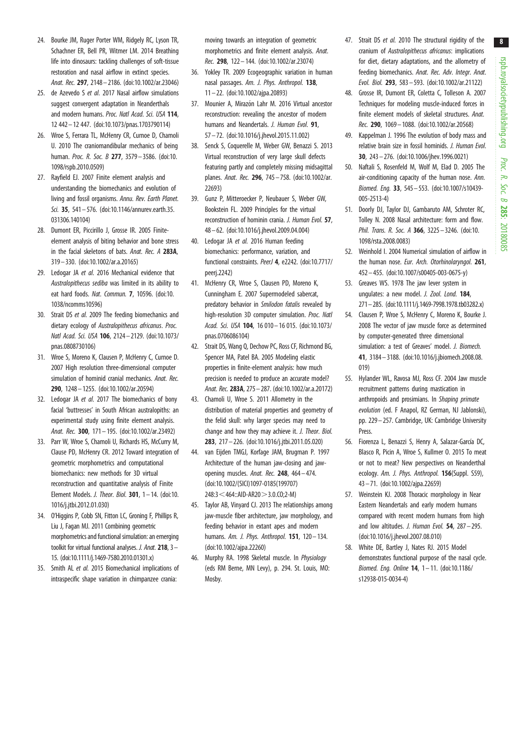24. Bourke JM, Ruger Porter WM, Ridgely RC, Lyson TR, Schachner ER, Bell PR, Witmer LM. 2014 Breathing life into dinosaurs: tackling challenges of soft-tissue restoration and nasal airflow in extinct species. *Anat. Rec.* **297**, 2148–2186. (doi:10.1002/ar.23046)
25. de Azevedo S *et al.* 2017 Nasal airflow simulations suggest convergent adaptation in Neanderthals and modern humans. *Proc. Natl Acad. Sci. USA* **114**, 12 442–12 447. (doi:10.1073/pnas.1703790114)
26. Wroe S, Ferrara TL, McHenry CR, Curnoe D, Chamoli U. 2010 The craniomandibular mechanics of being human. *Proc. R. Soc. B* **277**, 3579–3586. (doi:10.1098/rspb.2010.0509)
27. Rayfield EJ. 2007 Finite element analysis and understanding the biomechanics and evolution of living and fossil organisms. *Annu. Rev. Earth Planet. Sci.* **35**, 541–576. (doi:10.1146/annurev.earth.35.031306.140104)
28. Dumont ER, Piccirillo J, Grosse IR. 2005 Finite-element analysis of biting behavior and bone stress in the facial skeletons of bats. *Anat. Rec. A* **283A**, 319–330. (doi:10.1002/ar.a.20165)
29. Ledogar JA *et al.* 2016 Mechanical evidence that *Australopithecus sediba* was limited in its ability to eat hard foods. *Nat. Commun.* **7**, 10596. (doi:10.1038/ncomms10596)
30. Strait DS *et al.* 2009 The feeding biomechanics and dietary ecology of *Australopithecus africanus*. *Proc. Natl Acad. Sci. USA* **106**, 2124–2129. (doi:10.1073/pnas.0808730106)
31. Wroe S, Moreno K, Clausen P, McHenry C, Curnoe D. 2007 High resolution three-dimensional computer simulation of hominid cranial mechanics. *Anat. Rec.* **290**, 1248–1255. (doi:10.1002/ar.20594)
32. Ledogar JA *et al.* 2017 The biomechanics of bony facial 'buttresses' in South African australopiths: an experimental study using finite element analysis. *Anat. Rec.* **300**, 171–195. (doi:10.1002/ar.23492)
33. Parr W, Wroe S, Chamoli U, Richards HS, McCurry M, Clause PD, McHenry CR. 2012 Toward integration of geometric morphometrics and computational biomechanics: new methods for 3D virtual reconstruction and quantitative analysis of Finite Element Models. *J. Theor. Biol.* **301**, 1–14. (doi:10.1016/j.jtbi.2012.01.030)
34. O'Higgins P, Cobb SN, Fitton LC, Groning F, Phillips R, Liu J, Fagan MJ. 2011 Combining geometric morphometrics and functional simulation: an emerging toolkit for virtual functional analyses. *J. Anat.* **218**, 3–15. (doi:10.1111/j.1469-7580.2010.01301.x)
35. Smith AL *et al.* 2015 Biomechanical implications of intraspecific shape variation in chimpanzee crania: moving towards an integration of geometric morphometrics and finite element analysis. *Anat. Rec.* **298**, 122–144. (doi:10.1002/ar.23074)
36. Yokley TR. 2009 Ecogeographic variation in human nasal passages. *Am. J. Phys. Anthropol.* **138**, 11–22. (doi:10.1002/ajpa.20893)
37. Mounier A, Mirazón Lahr M. 2016 Virtual ancestor reconstruction: revealing the ancestor of modern humans and Neandertals. *J. Human Evol.* **91**, 57–72. (doi:10.1016/j.jhevol.2015.11.002)
38. Senck S, Coquerelle M, Weber GW, Benazzi S. 2013 Virtual reconstruction of very large skull defects featuring partly and completely missing midsagittal planes. *Anat. Rec.* **296**, 745–758. (doi:10.1002/ar.22693)
39. Gunz P, Mitteroecker P, Neubauer S, Weber GW, Bookstein FL. 2009 Principles for the virtual reconstruction of hominin crania. *J. Human Evol.* **57**, 48–62. (doi:10.1016/j.jhevol.2009.04.004)
40. Ledogar JA *et al.* 2016 Human feeding biomechanics: performance, variation, and functional constraints. *PeerJ* **4**, e2242. (doi:10.7717/peerj.2242)
41. McHenry CR, Wroe S, Clausen PD, Moreno K, Cunningham E. 2007 Supermodeled sabercat, predatory behavior in *Smilodon fatalis* revealed by high-resolution 3D computer simulation. *Proc. Natl Acad. Sci. USA* **104**, 16 010–16 015. (doi:10.1073/pnas.0706086104)
42. Strait DS, Wang Q, Dechow PC, Ross CF, Richmond BG, Spencer MA, Patel BA. 2005 Modeling elastic properties in finite-element analysis: how much precision is needed to produce an accurate model? *Anat. Rec.* **283A**, 275–287. (doi:10.1002/ar.a.20172)
43. Chamoli U, Wroe S. 2011 Allometry in the distribution of material properties and geometry of the felid skull: why larger species may need to change and how they may achieve it. *J. Theor. Biol.* **283**, 217–226. (doi:10.1016/j.jtbi.2011.05.020)
44. van Eijden TMGJ, Korfage JAM, Brugman P. 1997 Architecture of the human jaw-closing and jaw-opening muscles. *Anat. Rec.* **248**, 464–474. (doi:10.1002/(SICI)1097-0185(199707)248:3<464::AID-AR20>3.0.CO;2-M)
45. Taylor AB, Vinyard CJ. 2013 The relationships among jaw-muscle fiber architecture, jaw morphology, and feeding behavior in extant apes and modern humans. *Am. J. Phys. Anthropol.* **151**, 120–134. (doi:10.1002/ajpa.22260)
46. Murphy RA. 1998 Skeletal muscle. In *Physiology* (eds RM Berne, MN Levy), p. 294. St. Louis, MO: Mosby.
47. Strait DS *et al.* 2010 The structural rigidity of the cranium of *Australopithecus africanus*: implications for diet, dietary adaptations, and the allometry of feeding biomechanics. *Anat. Rec. Adv. Integr. Anat. Evol. Biol.* **293**, 583–593. (doi:10.1002/ar.21122)
48. Grosse IR, Dumont ER, Coletta C, Tolleson A. 2007 Techniques for modeling muscle-induced forces in finite element models of skeletal structures. *Anat. Rec.* **290**, 1069–1088. (doi:10.1002/ar.20568)
49. Kappelman J. 1996 The evolution of body mass and relative brain size in fossil hominids. *J. Human Evol.* **30**, 243–276. (doi:10.1006/jhev.1996.0021)
50. Naftali S, Rosenfeld M, Wolf M, Elad D. 2005 The air-conditioning capacity of the human nose. *Ann. Biomed. Eng.* **33**, 545–553. (doi:10.1007/s10439-005-2513-4)
51. Doorly DJ, Taylor DJ, Gambaruto AM, Schroter RC, Tolley N. 2008 Nasal architecture: form and flow. *Phil. Trans. R. Soc. A* **366**, 3225–3246. (doi:10.1098/rsta.2008.0083)
52. Weinhold I. 2004 Numerical simulation of airflow in the human nose. *Eur. Arch. Otorhinolaryngol.* **261**, 452–455. (doi:10.1007/s00405-003-0675-y)
53. Greaves WS. 1978 The jaw lever system in ungulates: a new model. *J. Zool. Lond.* **184**, 271–285. (doi:10.1111/j.1469-7998.1978.tb03282.x)
54. Clausen P, Wroe S, McHenry C, Moreno K, Bourke J. 2008 The vector of jaw muscle force as determined by computer-generated three dimensional simulation: a test of Greaves' model. *J. Biomech.* **41**, 3184–3188. (doi:10.1016/j.jbiomech.2008.08.019)
55. Hylander WL, Ravosa MJ, Ross CF. 2004 Jaw muscle recruitment patterns during mastication in anthropoids and prosimians. In *Shaping primate evolution* (ed. F Anapol, RZ German, NJ Jablonski), pp. 229–257. Cambridge, UK: Cambridge University Press.
56. Fiorenza L, Benazzi S, Henry A, Salazar-García DC, Blasco R, Picin A, Wroe S, Kullmer O. 2015 To meat or not to meat? New perspectives on Neanderthal ecology. *Am. J. Phys. Anthropol.* **156**(Suppl. S59), 43–71. (doi:10.1002/ajpa.22659)
57. Weinstein KJ. 2008 Thoracic morphology in Near Eastern Neandertals and early modern humans compared with recent modern humans from high and low altitudes. *J. Human Evol.* **54**, 287–295. (doi:10.1016/j.jhevol.2007.08.010)
58. White DE, Bartley J, Nates RJ. 2015 Model demonstrates functional purpose of the nasal cycle. *Biomed. Eng. Online* **14**, 1–11. (doi:10.1186/s12938-015-0034-4)